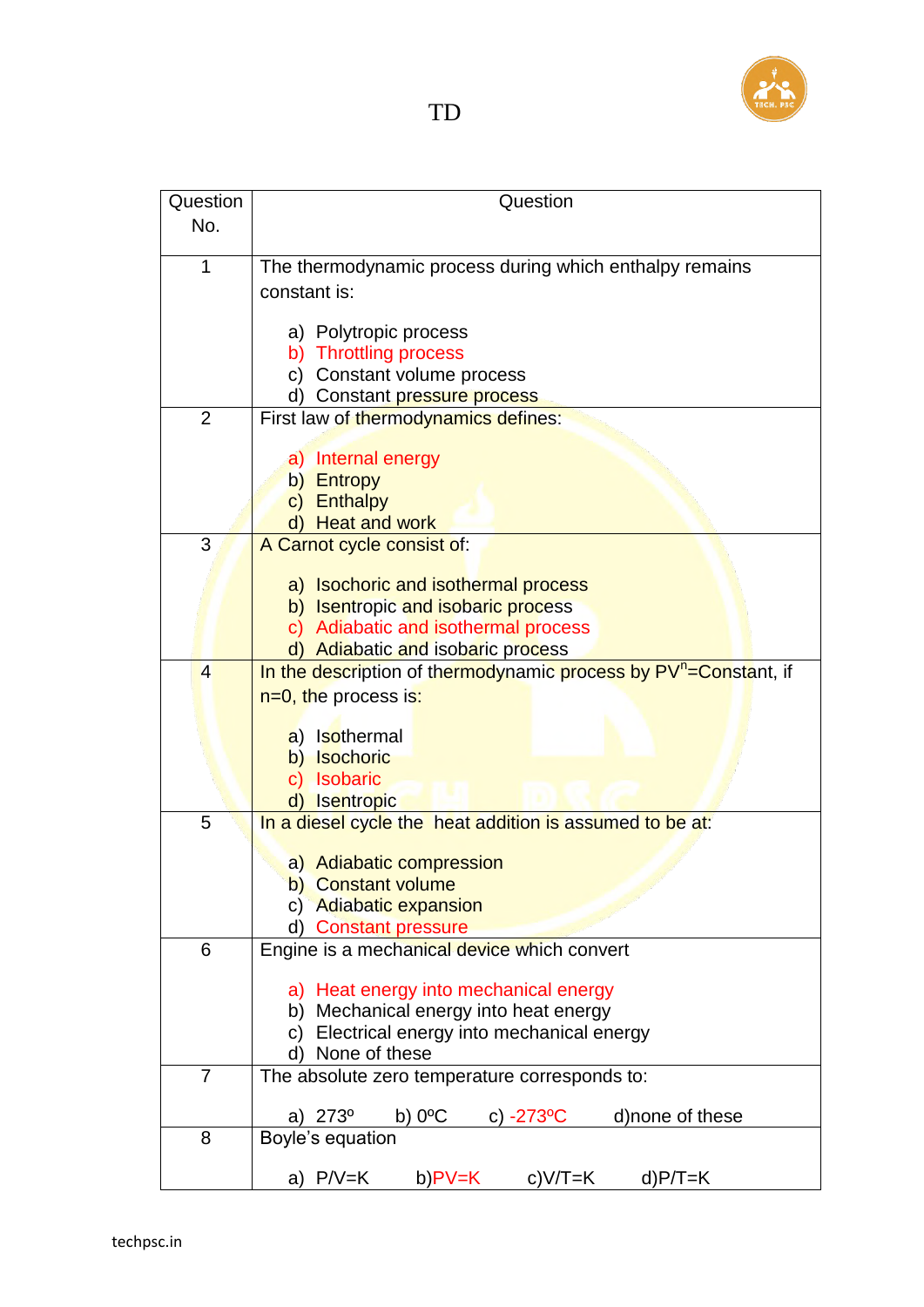# TD

| Question No. | Question |
|---|---|
| 1 | The thermodynamic process during which enthalpy remains constant is:<br><br>a) Polytropic process<br>b) Throttling process<br>c) Constant volume process<br>d) Constant pressure process |
| 2 | First law of thermodynamics defines:<br><br>a) Internal energy<br>b) Entropy<br>c) Enthalpy<br>d) Heat and work |
| 3 | A Carnot cycle consist of:<br><br>a) Isochoric and isothermal process<br>b) Isentropic and isobaric process<br>c) Adiabatic and isothermal process<br>d) Adiabatic and isobaric process |
| 4 | In the description of thermodynamic process by $PV^n$=Constant, if n=0, the process is:<br><br>a) Isothermal<br>b) Isochoric<br>c) Isobaric<br>d) Isentropic |
| 5 | In a diesel cycle the heat addition is assumed to be at:<br><br>a) Adiabatic compression<br>b) Constant volume<br>c) Adiabatic expansion<br>d) Constant pressure |
| 6 | Engine is a mechanical device which convert<br><br>a) Heat energy into mechanical energy<br>b) Mechanical energy into heat energy<br>c) Electrical energy into mechanical energy<br>d) None of these |
| 7 | The absolute zero temperature corresponds to:<br><br>a) $273^o$ b) $0^oC$ c) $-273^oC$ d)none of these |
| 8 | Boyle's equation<br><br>a) P/V=K b)PV=K c)V/T=K d)P/T=K |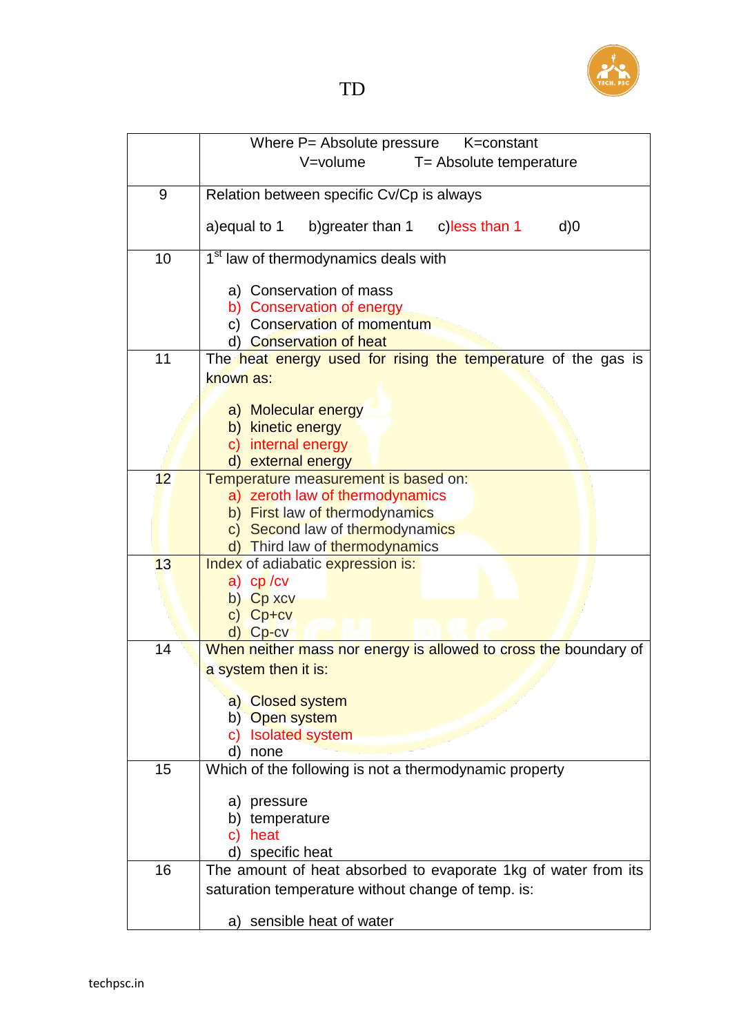| | |
|---|---|
| | Where P= Absolute pressure K=constant<br>V=volume T= Absolute temperature |
| 9 | Relation between specific Cv/Cp is always<br><br>a)equal to 1 b)greater than 1 c)less than 1 d)0 |
| 10 | 1st law of thermodynamics deals with<br><br>a) Conservation of mass<br>b) Conservation of energy<br>c) Conservation of momentum<br>d) Conservation of heat |
| 11 | The heat energy used for rising the temperature of the gas is known as:<br><br>a) Molecular energy<br>b) kinetic energy<br>c) internal energy<br>d) external energy |
| 12 | Temperature measurement is based on:<br>a) zeroth law of thermodynamics<br>b) First law of thermodynamics<br>c) Second law of thermodynamics<br>d) Third law of thermodynamics |
| 13 | Index of adiabatic expression is:<br>a) cp /cv<br>b) Cp xcv<br>c) Cp+cv<br>d) Cp-cv |
| 14 | When neither mass nor energy is allowed to cross the boundary of a system then it is:<br><br>a) Closed system<br>b) Open system<br>c) Isolated system<br>d) none |
| 15 | Which of the following is not a thermodynamic property<br><br>a) pressure<br>b) temperature<br>c) heat<br>d) specific heat |
| 16 | The amount of heat absorbed to evaporate 1kg of water from its saturation temperature without change of temp. is:<br><br>a) sensible heat of water |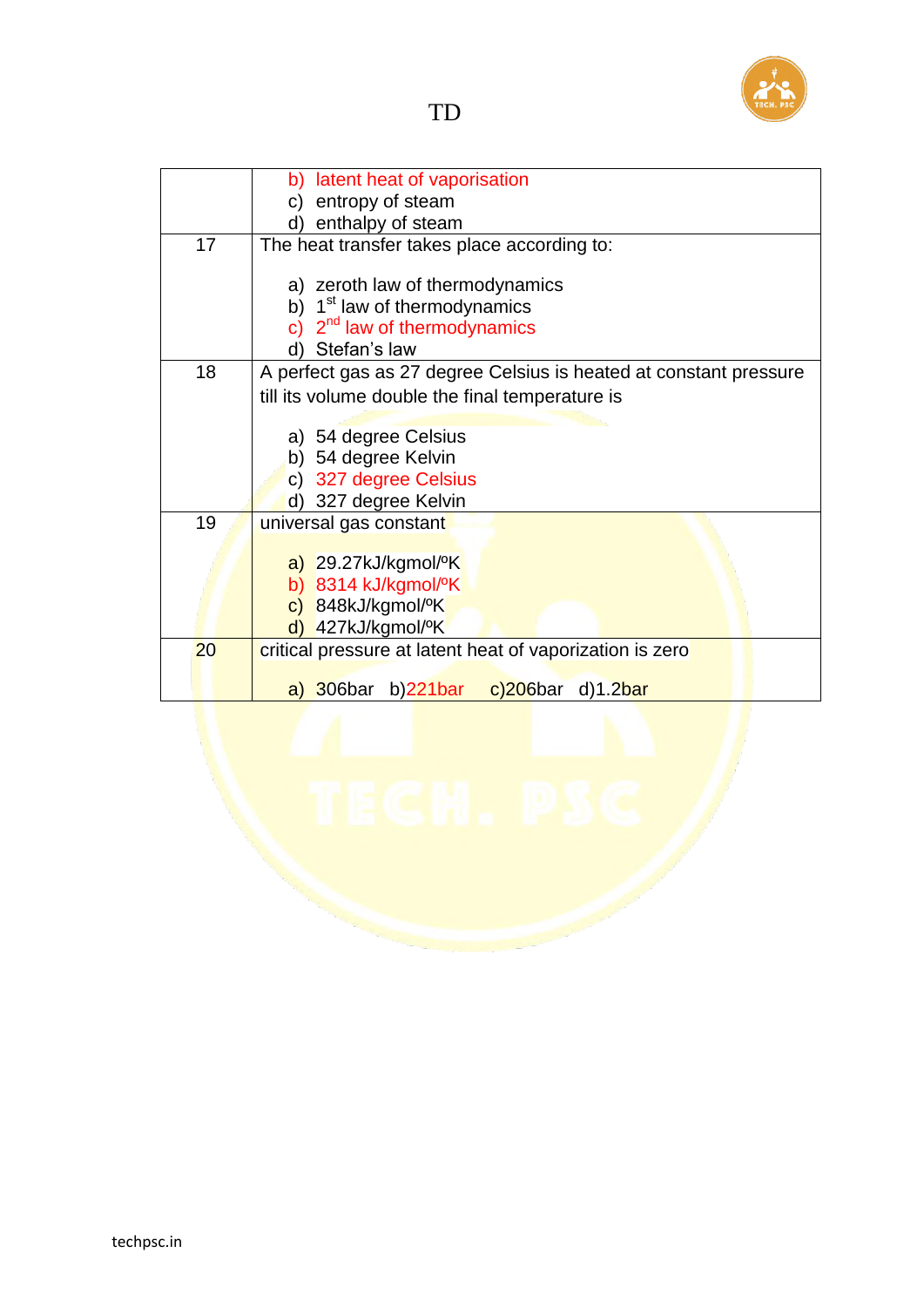| | |
|---|---|
| | b) latent heat of vaporisation<br>c) entropy of steam<br>d) enthalpy of steam |
| 17 | The heat transfer takes place according to:<br><br>a) zeroth law of thermodynamics<br>b) 1st law of thermodynamics<br>c) 2nd law of thermodynamics<br>d) Stefan's law |
| 18 | A perfect gas as 27 degree Celsius is heated at constant pressure till its volume double the final temperature is<br><br>a) 54 degree Celsius<br>b) 54 degree Kelvin<br>c) 327 degree Celsius<br>d) 327 degree Kelvin |
| 19 | universal gas constant<br><br>a) 29.27kJ/kgmol/ºK<br>b) 8314 kJ/kgmol/ºK<br>c) 848kJ/kgmol/ºK<br>d) 427kJ/kgmol/ºK |
| 20 | critical pressure at latent heat of vaporization is zero<br><br>a) 306bar b)221bar c)206bar d)1.2bar |